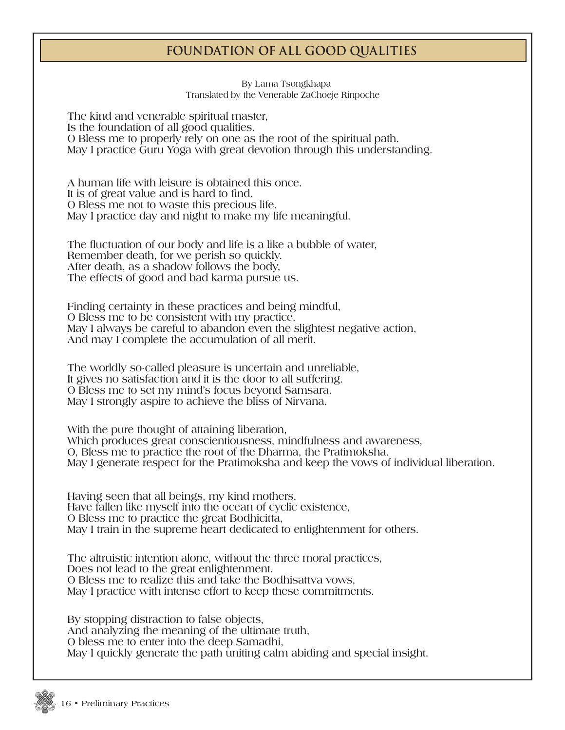# FOUNDATION OF ALL GOOD QUALITIES

By Lama Tsongkhapa
Translated by the Venerable ZaChoeje Rinpoche

The kind and venerable spiritual master,
Is the foundation of all good qualities.
O Bless me to properly rely on one as the root of the spiritual path.
May I practice Guru Yoga with great devotion through this understanding.

A human life with leisure is obtained this once.
It is of great value and is hard to find.
O Bless me not to waste this precious life.
May I practice day and night to make my life meaningful.

The fluctuation of our body and life is a like a bubble of water,
Remember death, for we perish so quickly.
After death, as a shadow follows the body,
The effects of good and bad karma pursue us.

Finding certainty in these practices and being mindful,
O Bless me to be consistent with my practice.
May I always be careful to abandon even the slightest negative action,
And may I complete the accumulation of all merit.

The worldly so-called pleasure is uncertain and unreliable,
It gives no satisfaction and it is the door to all suffering.
O Bless me to set my mind's focus beyond Samsara.
May I strongly aspire to achieve the bliss of Nirvana.

With the pure thought of attaining liberation,
Which produces great conscientiousness, mindfulness and awareness,
O, Bless me to practice the root of the Dharma, the Pratimoksha.
May I generate respect for the Pratimoksha and keep the vows of individual liberation.

Having seen that all beings, my kind mothers,
Have fallen like myself into the ocean of cyclic existence,
O Bless me to practice the great Bodhicitta,
May I train in the supreme heart dedicated to enlightenment for others.

The altruistic intention alone, without the three moral practices,
Does not lead to the great enlightenment.
O Bless me to realize this and take the Bodhisattva vows,
May I practice with intense effort to keep these commitments.

By stopping distraction to false objects,
And analyzing the meaning of the ultimate truth,
O bless me to enter into the deep Samadhi,
May I quickly generate the path uniting calm abiding and special insight.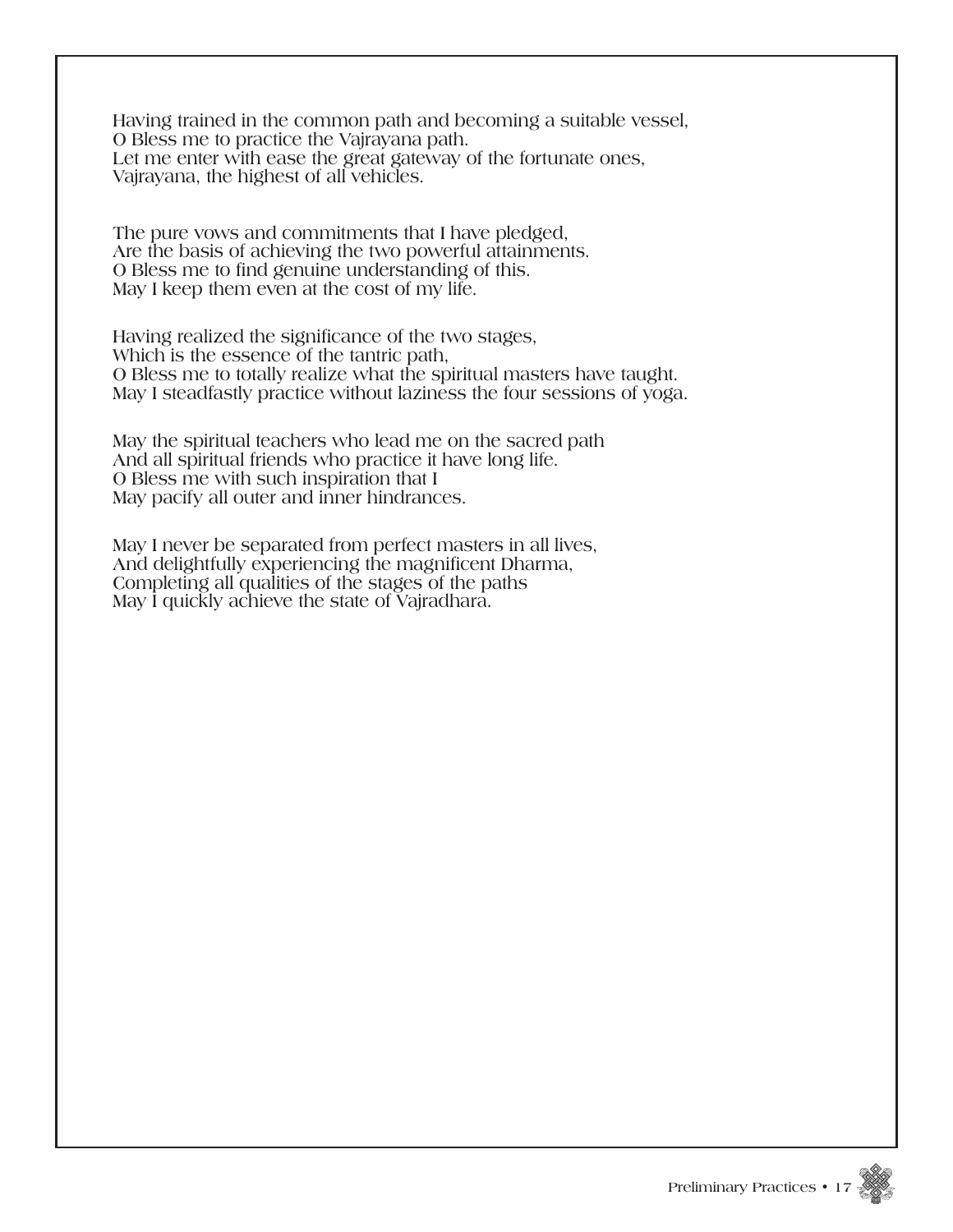Having trained in the common path and becoming a suitable vessel,
O Bless me to practice the Vajrayana path.
Let me enter with ease the great gateway of the fortunate ones,
Vajrayana, the highest of all vehicles.

The pure vows and commitments that I have pledged,
Are the basis of achieving the two powerful attainments.
O Bless me to find genuine understanding of this.
May I keep them even at the cost of my life.

Having realized the significance of the two stages,
Which is the essence of the tantric path,
O Bless me to totally realize what the spiritual masters have taught.
May I steadfastly practice without laziness the four sessions of yoga.

May the spiritual teachers who lead me on the sacred path
And all spiritual friends who practice it have long life.
O Bless me with such inspiration that I
May pacify all outer and inner hindrances.

May I never be separated from perfect masters in all lives,
And delightfully experiencing the magnificent Dharma,
Completing all qualities of the stages of the paths
May I quickly achieve the state of Vajradhara.